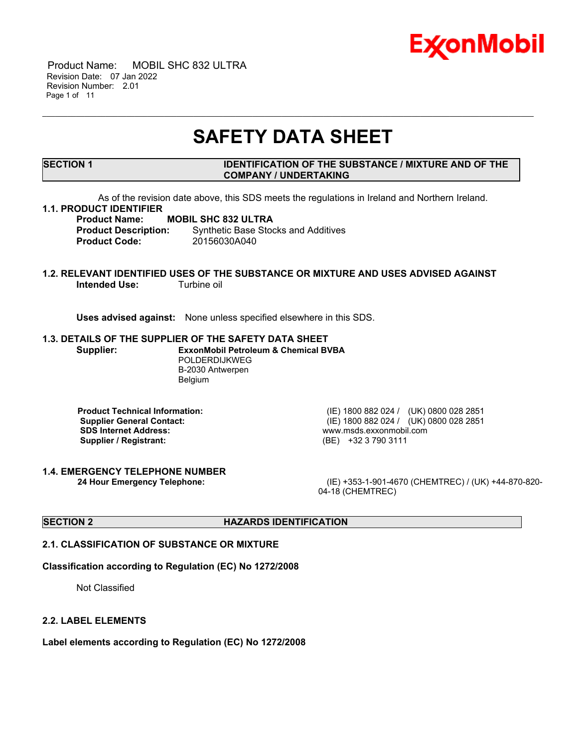# SAFETY DATA SHEET

## SECTION 1 IDENTIFICATION OF THE SUBSTANCE / MIXTURE AND OF THE COMPANY / UNDERTAKING

As of the revision date above, this SDS meets the regulations in Ireland and Northern Ireland.

### 1.1. PRODUCT IDENTIFIER

**Product Name:** **MOBIL SHC 832 ULTRA**
**Product Description:** Synthetic Base Stocks and Additives
**Product Code:** 20156030A040

### 1.2. RELEVANT IDENTIFIED USES OF THE SUBSTANCE OR MIXTURE AND USES ADVISED AGAINST

**Intended Use:** Turbine oil

**Uses advised against:** None unless specified elsewhere in this SDS.

### 1.3. DETAILS OF THE SUPPLIER OF THE SAFETY DATA SHEET

**Supplier:** **ExxonMobil Petroleum & Chemical BVBA**
POLDERDIJKWEG
B-2030 Antwerpen
Belgium

| | |
|---|---|
| **Product Technical Information:** | (IE) 1800 882 024 / (UK) 0800 028 2851 |
| **Supplier General Contact:** | (IE) 1800 882 024 / (UK) 0800 028 2851 |
| **SDS Internet Address:** | www.msds.exxonmobil.com |
| **Supplier / Registrant:** | (BE) +32 3 790 3111 |

### 1.4. EMERGENCY TELEPHONE NUMBER

**24 Hour Emergency Telephone:** (IE) +353-1-901-4670 (CHEMTREC) / (UK) +44-870-820-04-18 (CHEMTREC)

## SECTION 2 HAZARDS IDENTIFICATION

### 2.1. CLASSIFICATION OF SUBSTANCE OR MIXTURE

**Classification according to Regulation (EC) No 1272/2008**

Not Classified

### 2.2. LABEL ELEMENTS

**Label elements according to Regulation (EC) No 1272/2008**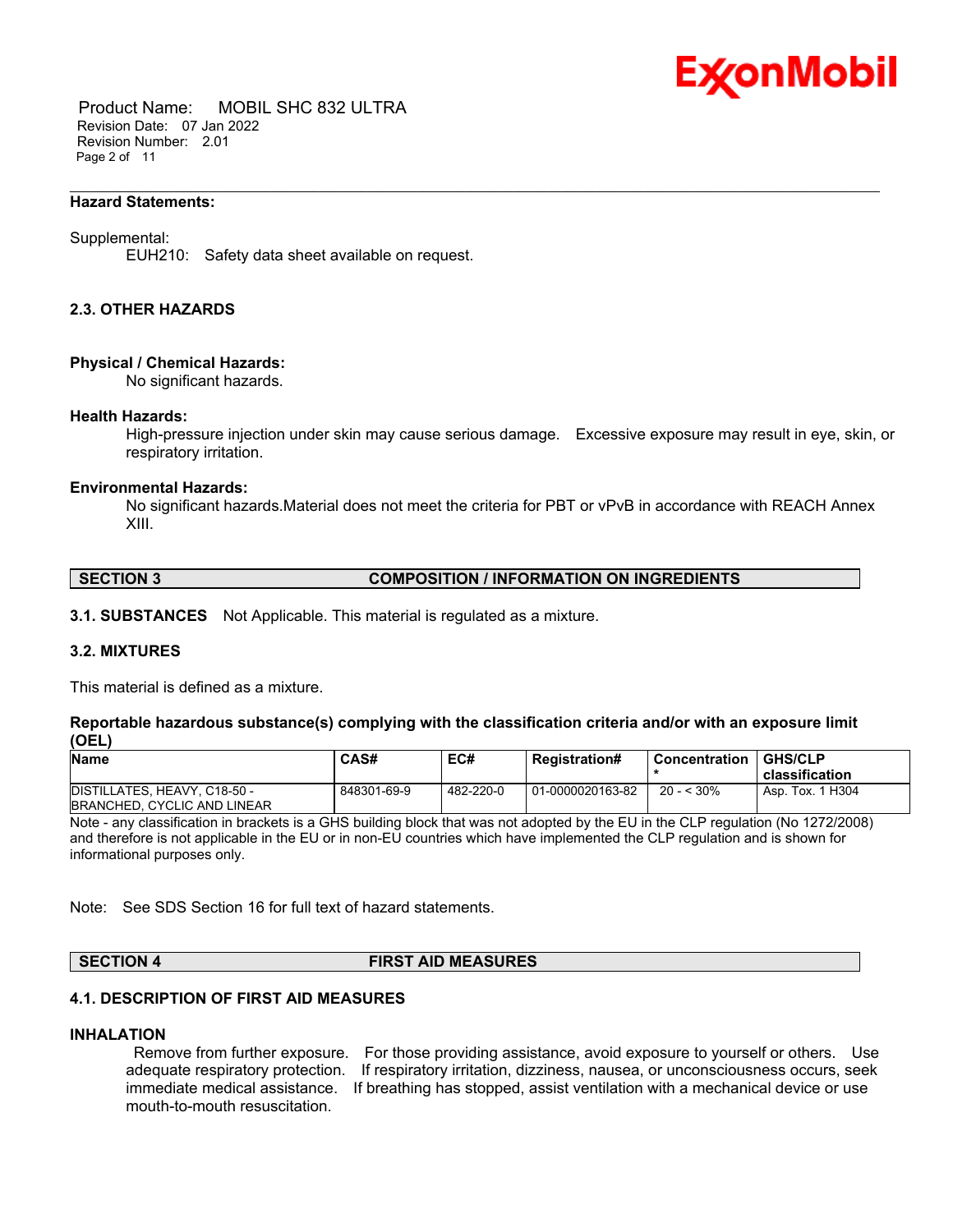**Hazard Statements:**

Supplemental:

EUH210: Safety data sheet available on request.

### 2.3. OTHER HAZARDS

**Physical / Chemical Hazards:**

No significant hazards.

**Health Hazards:**

High-pressure injection under skin may cause serious damage. Excessive exposure may result in eye, skin, or respiratory irritation.

**Environmental Hazards:**

No significant hazards.Material does not meet the criteria for PBT or vPvB in accordance with REACH Annex XIII.

## SECTION 3 COMPOSITION / INFORMATION ON INGREDIENTS

**3.1. SUBSTANCES** Not Applicable. This material is regulated as a mixture.

### 3.2. MIXTURES

This material is defined as a mixture.

**Reportable hazardous substance(s) complying with the classification criteria and/or with an exposure limit (OEL)**

| Name | CAS# | EC# | Registration# | Concentration * | GHS/CLP classification |
|---|---|---|---|---|---|
| DISTILLATES, HEAVY, C18-50 - BRANCHED, CYCLIC AND LINEAR | 848301-69-9 | 482-220-0 | 01-0000020163-82 | 20 - < 30% | Asp. Tox. 1 H304 |

Note - any classification in brackets is a GHS building block that was not adopted by the EU in the CLP regulation (No 1272/2008) and therefore is not applicable in the EU or in non-EU countries which have implemented the CLP regulation and is shown for informational purposes only.

Note: See SDS Section 16 for full text of hazard statements.

## SECTION 4 FIRST AID MEASURES

### 4.1. DESCRIPTION OF FIRST AID MEASURES

**INHALATION**

Remove from further exposure. For those providing assistance, avoid exposure to yourself or others. Use adequate respiratory protection. If respiratory irritation, dizziness, nausea, or unconsciousness occurs, seek immediate medical assistance. If breathing has stopped, assist ventilation with a mechanical device or use mouth-to-mouth resuscitation.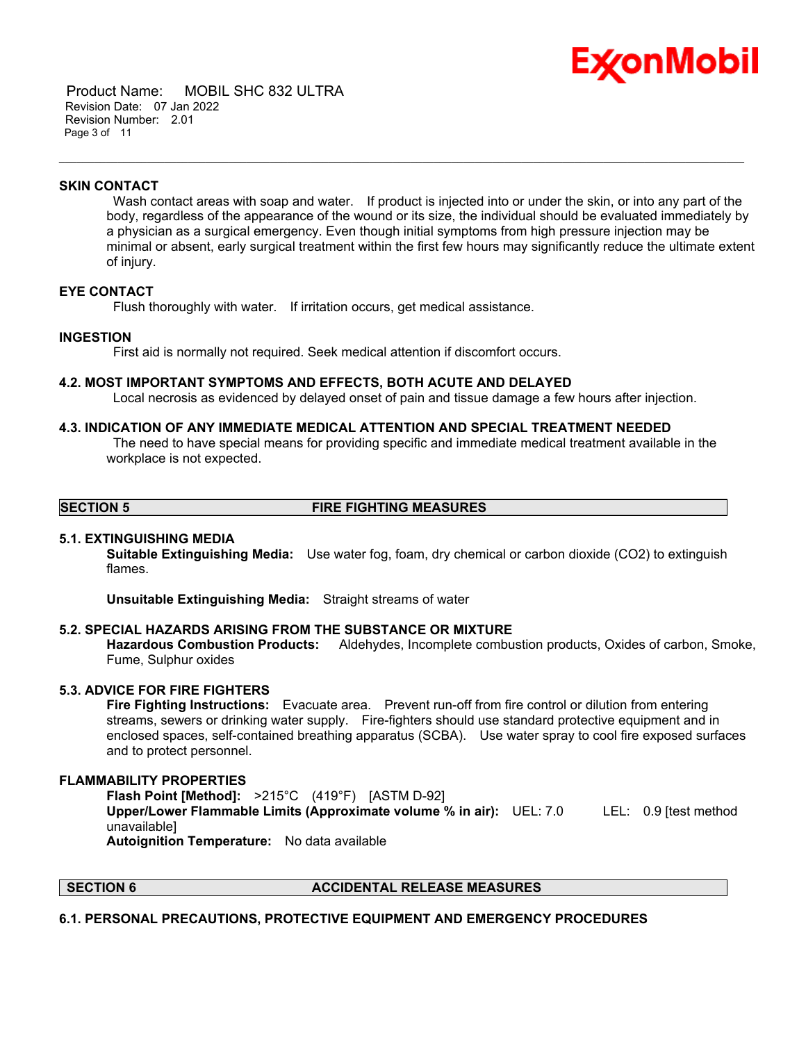### SKIN CONTACT

Wash contact areas with soap and water. If product is injected into or under the skin, or into any part of the body, regardless of the appearance of the wound or its size, the individual should be evaluated immediately by a physician as a surgical emergency. Even though initial symptoms from high pressure injection may be minimal or absent, early surgical treatment within the first few hours may significantly reduce the ultimate extent of injury.

### EYE CONTACT

Flush thoroughly with water. If irritation occurs, get medical assistance.

### INGESTION

First aid is normally not required. Seek medical attention if discomfort occurs.

### 4.2. MOST IMPORTANT SYMPTOMS AND EFFECTS, BOTH ACUTE AND DELAYED

Local necrosis as evidenced by delayed onset of pain and tissue damage a few hours after injection.

### 4.3. INDICATION OF ANY IMMEDIATE MEDICAL ATTENTION AND SPECIAL TREATMENT NEEDED

The need to have special means for providing specific and immediate medical treatment available in the workplace is not expected.

## SECTION 5 FIRE FIGHTING MEASURES

### 5.1. EXTINGUISHING MEDIA

**Suitable Extinguishing Media:** Use water fog, foam, dry chemical or carbon dioxide ($CO_2$) to extinguish flames.

**Unsuitable Extinguishing Media:** Straight streams of water

### 5.2. SPECIAL HAZARDS ARISING FROM THE SUBSTANCE OR MIXTURE

**Hazardous Combustion Products:** Aldehydes, Incomplete combustion products, Oxides of carbon, Smoke, Fume, Sulphur oxides

### 5.3. ADVICE FOR FIRE FIGHTERS

**Fire Fighting Instructions:** Evacuate area. Prevent run-off from fire control or dilution from entering streams, sewers or drinking water supply. Fire-fighters should use standard protective equipment and in enclosed spaces, self-contained breathing apparatus (SCBA). Use water spray to cool fire exposed surfaces and to protect personnel.

### FLAMMABILITY PROPERTIES

**Flash Point [Method]:** >215°C (419°F) [ASTM D-92]
**Upper/Lower Flammable Limits (Approximate volume % in air):** UEL: 7.0 LEL: 0.9 [test method unavailable]
**Autoignition Temperature:** No data available

## SECTION 6 ACCIDENTAL RELEASE MEASURES

### 6.1. PERSONAL PRECAUTIONS, PROTECTIVE EQUIPMENT AND EMERGENCY PROCEDURES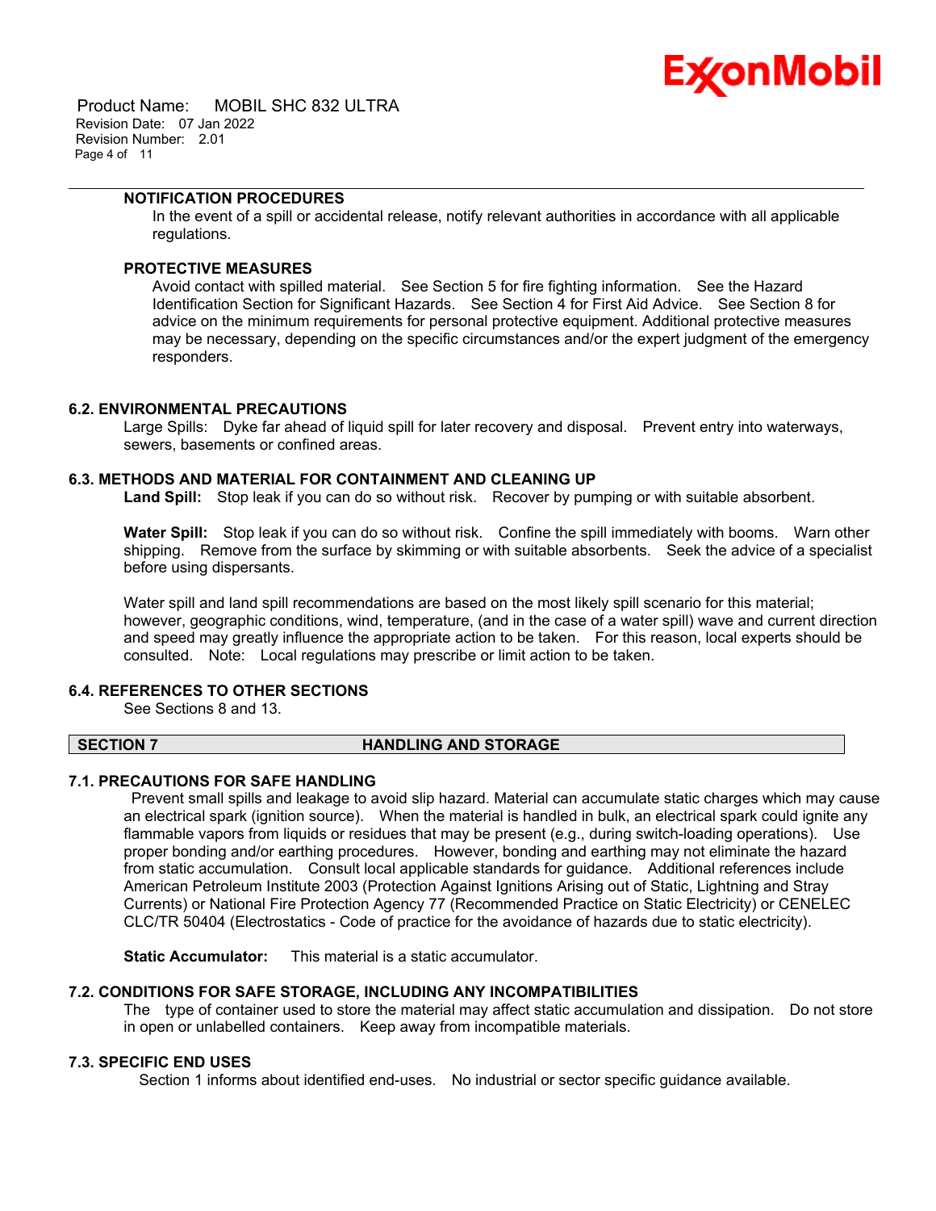### NOTIFICATION PROCEDURES

In the event of a spill or accidental release, notify relevant authorities in accordance with all applicable regulations.

### PROTECTIVE MEASURES

Avoid contact with spilled material. See Section 5 for fire fighting information. See the Hazard Identification Section for Significant Hazards. See Section 4 for First Aid Advice. See Section 8 for advice on the minimum requirements for personal protective equipment. Additional protective measures may be necessary, depending on the specific circumstances and/or the expert judgment of the emergency responders.

### 6.2. ENVIRONMENTAL PRECAUTIONS

Large Spills: Dyke far ahead of liquid spill for later recovery and disposal. Prevent entry into waterways, sewers, basements or confined areas.

### 6.3. METHODS AND MATERIAL FOR CONTAINMENT AND CLEANING UP

**Land Spill:** Stop leak if you can do so without risk. Recover by pumping or with suitable absorbent.

**Water Spill:** Stop leak if you can do so without risk. Confine the spill immediately with booms. Warn other shipping. Remove from the surface by skimming or with suitable absorbents. Seek the advice of a specialist before using dispersants.

Water spill and land spill recommendations are based on the most likely spill scenario for this material; however, geographic conditions, wind, temperature, (and in the case of a water spill) wave and current direction and speed may greatly influence the appropriate action to be taken. For this reason, local experts should be consulted. Note: Local regulations may prescribe or limit action to be taken.

### 6.4. REFERENCES TO OTHER SECTIONS

See Sections 8 and 13.

## SECTION 7 HANDLING AND STORAGE

### 7.1. PRECAUTIONS FOR SAFE HANDLING

Prevent small spills and leakage to avoid slip hazard. Material can accumulate static charges which may cause an electrical spark (ignition source). When the material is handled in bulk, an electrical spark could ignite any flammable vapors from liquids or residues that may be present (e.g., during switch-loading operations). Use proper bonding and/or earthing procedures. However, bonding and earthing may not eliminate the hazard from static accumulation. Consult local applicable standards for guidance. Additional references include American Petroleum Institute 2003 (Protection Against Ignitions Arising out of Static, Lightning and Stray Currents) or National Fire Protection Agency 77 (Recommended Practice on Static Electricity) or CENELEC CLC/TR 50404 (Electrostatics - Code of practice for the avoidance of hazards due to static electricity).

**Static Accumulator:** This material is a static accumulator.

### 7.2. CONDITIONS FOR SAFE STORAGE, INCLUDING ANY INCOMPATIBILITIES

The type of container used to store the material may affect static accumulation and dissipation. Do not store in open or unlabelled containers. Keep away from incompatible materials.

### 7.3. SPECIFIC END USES

Section 1 informs about identified end-uses. No industrial or sector specific guidance available.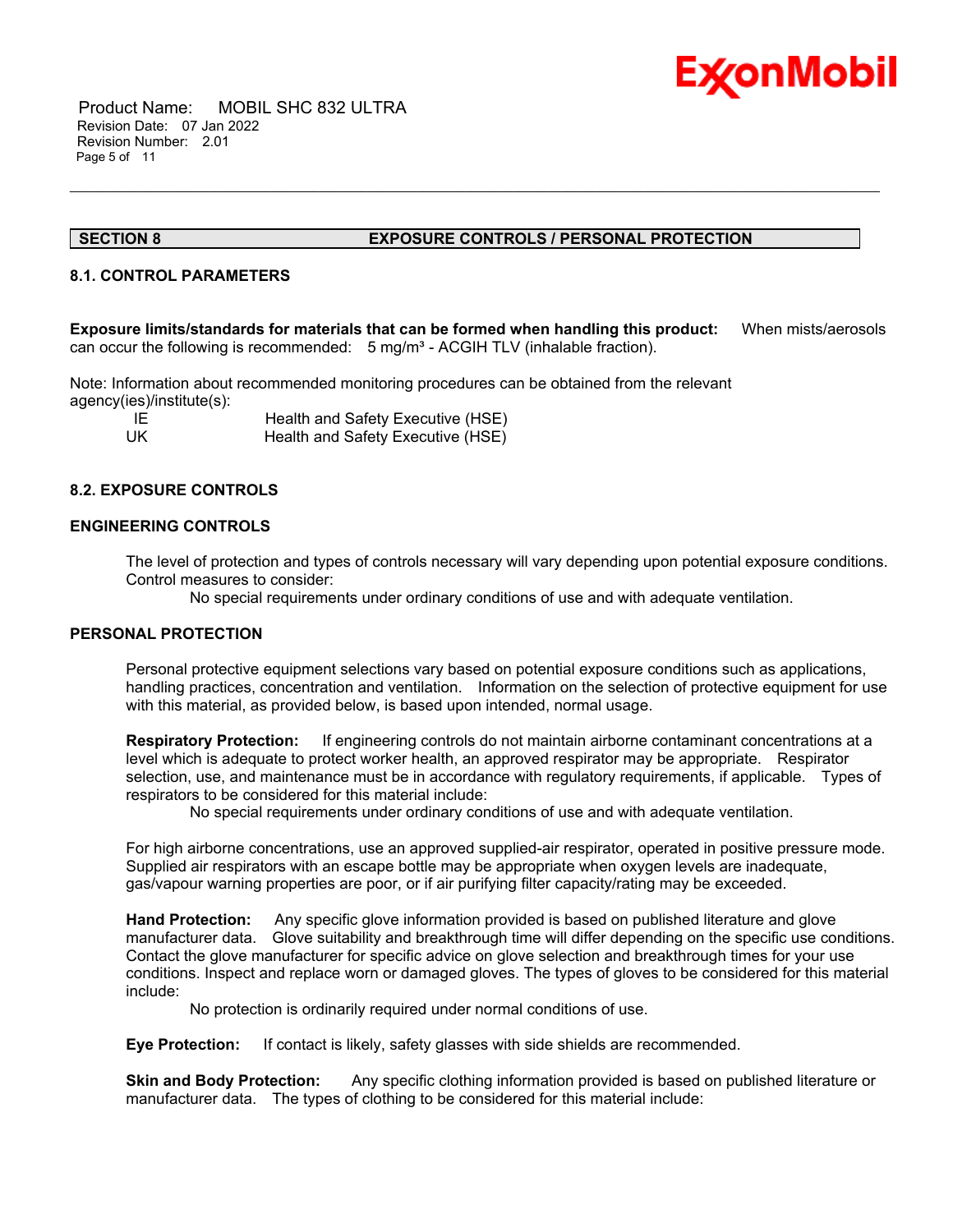## SECTION 8 EXPOSURE CONTROLS / PERSONAL PROTECTION

### 8.1. CONTROL PARAMETERS

**Exposure limits/standards for materials that can be formed when handling this product:** When mists/aerosols can occur the following is recommended: 5 mg/m³ - ACGIH TLV (inhalable fraction).

Note: Information about recommended monitoring procedures can be obtained from the relevant agency(ies)/institute(s):

| | |
|---|---|
| IE | Health and Safety Executive (HSE) |
| UK | Health and Safety Executive (HSE) |

### 8.2. EXPOSURE CONTROLS

#### ENGINEERING CONTROLS

The level of protection and types of controls necessary will vary depending upon potential exposure conditions. Control measures to consider:

No special requirements under ordinary conditions of use and with adequate ventilation.

#### PERSONAL PROTECTION

Personal protective equipment selections vary based on potential exposure conditions such as applications, handling practices, concentration and ventilation. Information on the selection of protective equipment for use with this material, as provided below, is based upon intended, normal usage.

**Respiratory Protection:** If engineering controls do not maintain airborne contaminant concentrations at a level which is adequate to protect worker health, an approved respirator may be appropriate. Respirator selection, use, and maintenance must be in accordance with regulatory requirements, if applicable. Types of respirators to be considered for this material include:

No special requirements under ordinary conditions of use and with adequate ventilation.

For high airborne concentrations, use an approved supplied-air respirator, operated in positive pressure mode. Supplied air respirators with an escape bottle may be appropriate when oxygen levels are inadequate, gas/vapour warning properties are poor, or if air purifying filter capacity/rating may be exceeded.

**Hand Protection:** Any specific glove information provided is based on published literature and glove manufacturer data. Glove suitability and breakthrough time will differ depending on the specific use conditions. Contact the glove manufacturer for specific advice on glove selection and breakthrough times for your use conditions. Inspect and replace worn or damaged gloves. The types of gloves to be considered for this material include:

No protection is ordinarily required under normal conditions of use.

**Eye Protection:** If contact is likely, safety glasses with side shields are recommended.

**Skin and Body Protection:** Any specific clothing information provided is based on published literature or manufacturer data. The types of clothing to be considered for this material include: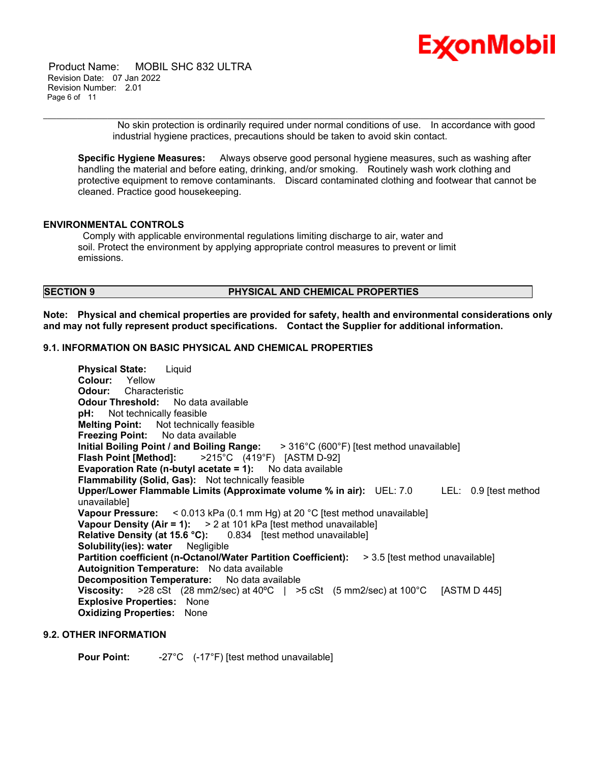No skin protection is ordinarily required under normal conditions of use. In accordance with good industrial hygiene practices, precautions should be taken to avoid skin contact.

**Specific Hygiene Measures:** Always observe good personal hygiene measures, such as washing after handling the material and before eating, drinking, and/or smoking. Routinely wash work clothing and protective equipment to remove contaminants. Discard contaminated clothing and footwear that cannot be cleaned. Practice good housekeeping.

### ENVIRONMENTAL CONTROLS

Comply with applicable environmental regulations limiting discharge to air, water and soil. Protect the environment by applying appropriate control measures to prevent or limit emissions.

## SECTION 9 PHYSICAL AND CHEMICAL PROPERTIES

**Note: Physical and chemical properties are provided for safety, health and environmental considerations only and may not fully represent product specifications. Contact the Supplier for additional information.**

### 9.1. INFORMATION ON BASIC PHYSICAL AND CHEMICAL PROPERTIES

**Physical State:** Liquid
**Colour:** Yellow
**Odour:** Characteristic
**Odour Threshold:** No data available
**pH:** Not technically feasible
**Melting Point:** Not technically feasible
**Freezing Point:** No data available
**Initial Boiling Point / and Boiling Range:** > 316°C (600°F) [test method unavailable]
**Flash Point [Method]:** >215°C (419°F) [ASTM D-92]
**Evaporation Rate (n-butyl acetate = 1):** No data available
**Flammability (Solid, Gas):** Not technically feasible
**Upper/Lower Flammable Limits (Approximate volume % in air):** UEL: 7.0 LEL: 0.9 [test method unavailable]
**Vapour Pressure:** < 0.013 kPa (0.1 mm Hg) at 20 °C [test method unavailable]
**Vapour Density (Air = 1):** > 2 at 101 kPa [test method unavailable]
**Relative Density (at 15.6 °C):** 0.834 [test method unavailable]
**Solubility(ies): water** Negligible
**Partition coefficient (n-Octanol/Water Partition Coefficient):** > 3.5 [test method unavailable]
**Autoignition Temperature:** No data available
**Decomposition Temperature:** No data available
**Viscosity:** >28 cSt (28 mm2/sec) at 40ºC | >5 cSt (5 mm2/sec) at 100°C [ASTM D 445]
**Explosive Properties:** None
**Oxidizing Properties:** None

### 9.2. OTHER INFORMATION

**Pour Point:** -27°C (-17°F) [test method unavailable]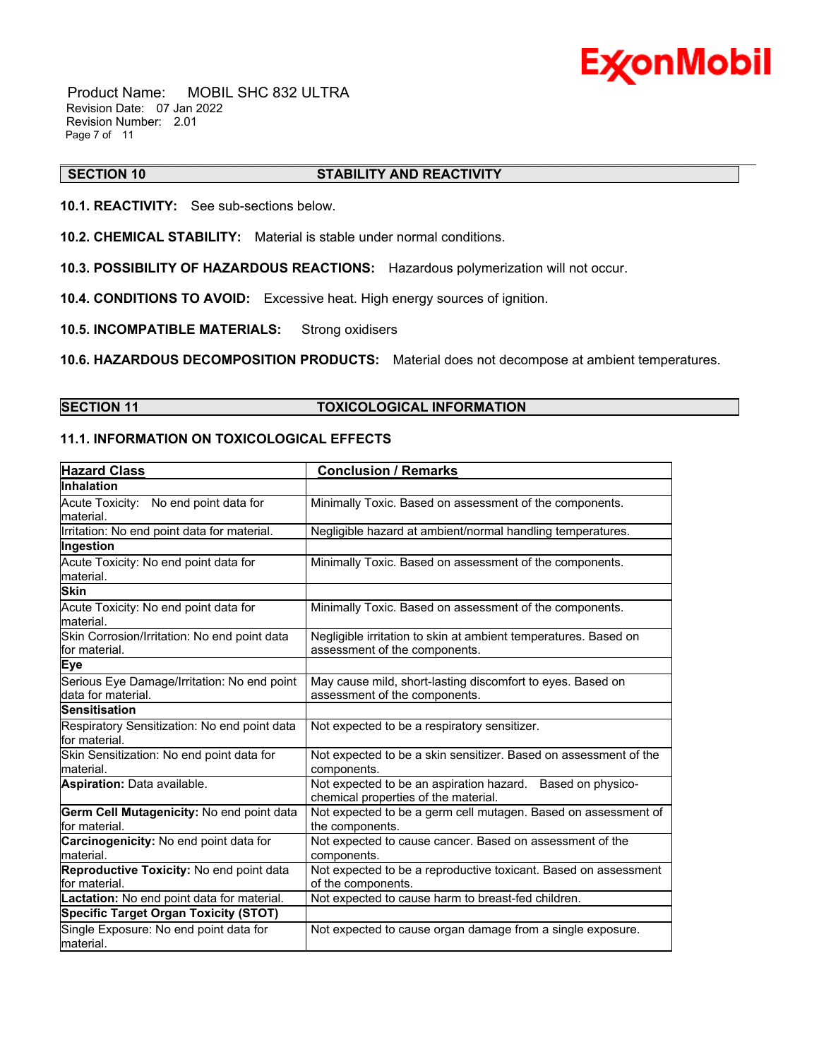## SECTION 10 STABILITY AND REACTIVITY

**10.1. REACTIVITY:** See sub-sections below.

**10.2. CHEMICAL STABILITY:** Material is stable under normal conditions.

**10.3. POSSIBILITY OF HAZARDOUS REACTIONS:** Hazardous polymerization will not occur.

**10.4. CONDITIONS TO AVOID:** Excessive heat. High energy sources of ignition.

**10.5. INCOMPATIBLE MATERIALS:** Strong oxidisers

**10.6. HAZARDOUS DECOMPOSITION PRODUCTS:** Material does not decompose at ambient temperatures.

## SECTION 11 TOXICOLOGICAL INFORMATION

### 11.1. INFORMATION ON TOXICOLOGICAL EFFECTS

| Hazard Class | Conclusion / Remarks |
|---|---|
| **Inhalation** | |
| Acute Toxicity: No end point data for material. | Minimally Toxic. Based on assessment of the components. |
| Irritation: No end point data for material. | Negligible hazard at ambient/normal handling temperatures. |
| **Ingestion** | |
| Acute Toxicity: No end point data for material. | Minimally Toxic. Based on assessment of the components. |
| **Skin** | |
| Acute Toxicity: No end point data for material. | Minimally Toxic. Based on assessment of the components. |
| Skin Corrosion/Irritation: No end point data for material. | Negligible irritation to skin at ambient temperatures. Based on assessment of the components. |
| **Eye** | |
| Serious Eye Damage/Irritation: No end point data for material. | May cause mild, short-lasting discomfort to eyes. Based on assessment of the components. |
| **Sensitisation** | |
| Respiratory Sensitization: No end point data for material. | Not expected to be a respiratory sensitizer. |
| Skin Sensitization: No end point data for material. | Not expected to be a skin sensitizer. Based on assessment of the components. |
| **Aspiration:** Data available. | Not expected to be an aspiration hazard. Based on physico-chemical properties of the material. |
| **Germ Cell Mutagenicity:** No end point data for material. | Not expected to be a germ cell mutagen. Based on assessment of the components. |
| **Carcinogenicity:** No end point data for material. | Not expected to cause cancer. Based on assessment of the components. |
| **Reproductive Toxicity:** No end point data for material. | Not expected to be a reproductive toxicant. Based on assessment of the components. |
| **Lactation:** No end point data for material. | Not expected to cause harm to breast-fed children. |
| **Specific Target Organ Toxicity (STOT)** | |
| Single Exposure: No end point data for material. | Not expected to cause organ damage from a single exposure. |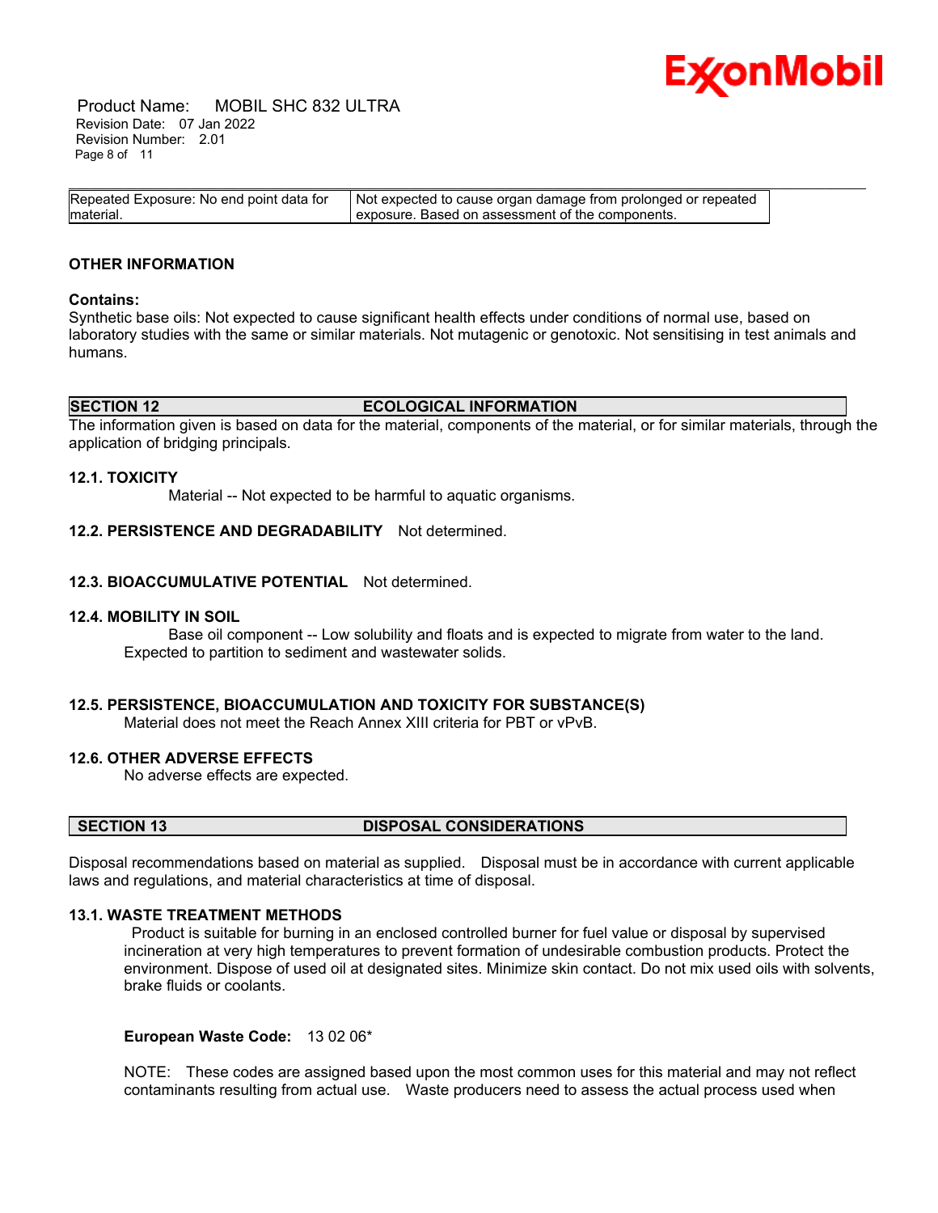| Repeated Exposure: No end point data for material. | Not expected to cause organ damage from prolonged or repeated exposure. Based on assessment of the components. |
|---|---|

### OTHER INFORMATION

**Contains:**

Synthetic base oils: Not expected to cause significant health effects under conditions of normal use, based on laboratory studies with the same or similar materials. Not mutagenic or genotoxic. Not sensitising in test animals and humans.

## SECTION 12 ECOLOGICAL INFORMATION

The information given is based on data for the material, components of the material, or for similar materials, through the application of bridging principals.

### 12.1. TOXICITY

Material -- Not expected to be harmful to aquatic organisms.

### 12.2. PERSISTENCE AND DEGRADABILITY

Not determined.

### 12.3. BIOACCUMULATIVE POTENTIAL

Not determined.

### 12.4. MOBILITY IN SOIL

Base oil component -- Low solubility and floats and is expected to migrate from water to the land. Expected to partition to sediment and wastewater solids.

### 12.5. PERSISTENCE, BIOACCUMULATION AND TOXICITY FOR SUBSTANCE(S)

Material does not meet the Reach Annex XIII criteria for PBT or vPvB.

### 12.6. OTHER ADVERSE EFFECTS

No adverse effects are expected.

## SECTION 13 DISPOSAL CONSIDERATIONS

Disposal recommendations based on material as supplied. Disposal must be in accordance with current applicable laws and regulations, and material characteristics at time of disposal.

### 13.1. WASTE TREATMENT METHODS

Product is suitable for burning in an enclosed controlled burner for fuel value or disposal by supervised incineration at very high temperatures to prevent formation of undesirable combustion products. Protect the environment. Dispose of used oil at designated sites. Minimize skin contact. Do not mix used oils with solvents, brake fluids or coolants.

**European Waste Code:** 13 02 06*

NOTE: These codes are assigned based upon the most common uses for this material and may not reflect contaminants resulting from actual use. Waste producers need to assess the actual process used when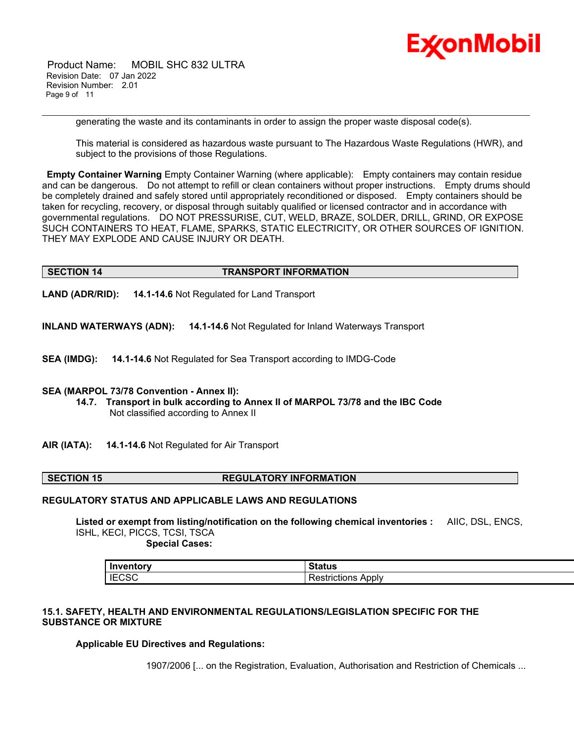generating the waste and its contaminants in order to assign the proper waste disposal code(s).

This material is considered as hazardous waste pursuant to The Hazardous Waste Regulations (HWR), and subject to the provisions of those Regulations.

**Empty Container Warning** Empty Container Warning (where applicable): Empty containers may contain residue and can be dangerous. Do not attempt to refill or clean containers without proper instructions. Empty drums should be completely drained and safely stored until appropriately reconditioned or disposed. Empty containers should be taken for recycling, recovery, or disposal through suitably qualified or licensed contractor and in accordance with governmental regulations. DO NOT PRESSURISE, CUT, WELD, BRAZE, SOLDER, DRILL, GRIND, OR EXPOSE SUCH CONTAINERS TO HEAT, FLAME, SPARKS, STATIC ELECTRICITY, OR OTHER SOURCES OF IGNITION. THEY MAY EXPLODE AND CAUSE INJURY OR DEATH.

## SECTION 14 TRANSPORT INFORMATION

**LAND (ADR/RID):** **14.1-14.6** Not Regulated for Land Transport

**INLAND WATERWAYS (ADN):** **14.1-14.6** Not Regulated for Inland Waterways Transport

**SEA (IMDG):** **14.1-14.6** Not Regulated for Sea Transport according to IMDG-Code

**SEA (MARPOL 73/78 Convention - Annex II):**

**14.7. Transport in bulk according to Annex II of MARPOL 73/78 and the IBC Code**
Not classified according to Annex II

**AIR (IATA):** **14.1-14.6** Not Regulated for Air Transport

## SECTION 15 REGULATORY INFORMATION

**REGULATORY STATUS AND APPLICABLE LAWS AND REGULATIONS**

**Listed or exempt from listing/notification on the following chemical inventories :** AIIC, DSL, ENCS, ISHL, KECI, PICCS, TCSI, TSCA

**Special Cases:**

| Inventory | Status |
| --- | --- |
| IECSC | Restrictions Apply |

**15.1. SAFETY, HEALTH AND ENVIRONMENTAL REGULATIONS/LEGISLATION SPECIFIC FOR THE SUBSTANCE OR MIXTURE**

**Applicable EU Directives and Regulations:**

1907/2006 [... on the Registration, Evaluation, Authorisation and Restriction of Chemicals ...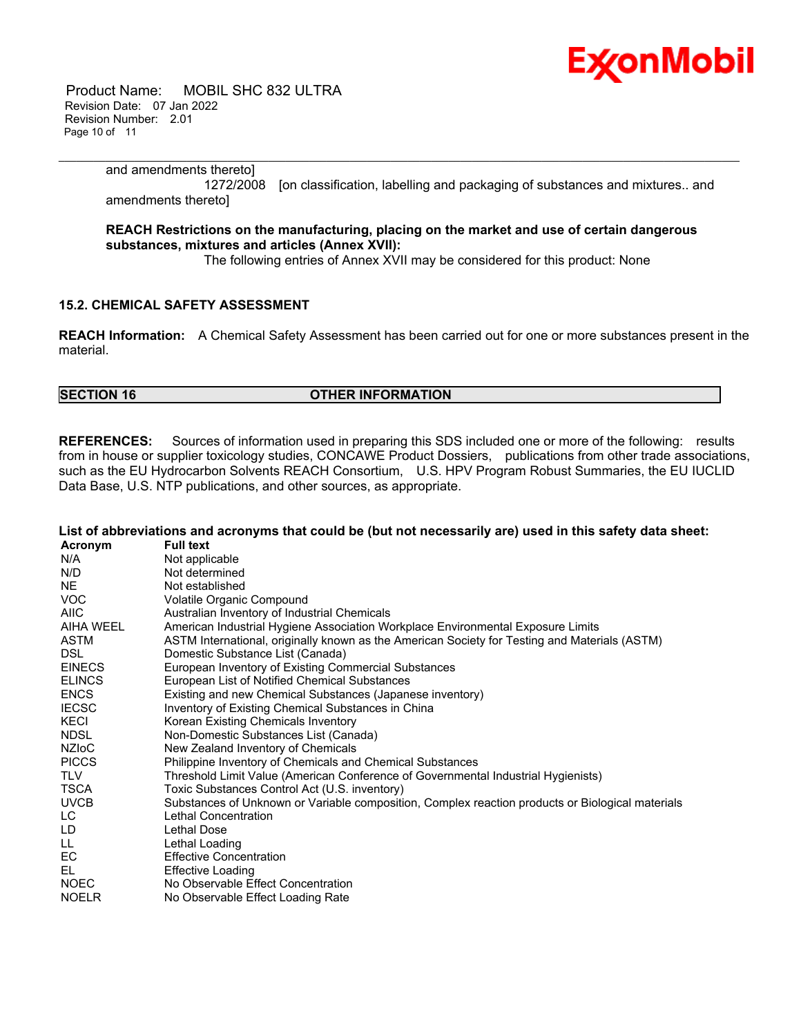and amendments thereto]

1272/2008 [on classification, labelling and packaging of substances and mixtures.. and amendments thereto]

**REACH Restrictions on the manufacturing, placing on the market and use of certain dangerous substances, mixtures and articles (Annex XVII):**

The following entries of Annex XVII may be considered for this product: None

### 15.2. CHEMICAL SAFETY ASSESSMENT

**REACH Information:** A Chemical Safety Assessment has been carried out for one or more substances present in the material.

## SECTION 16 OTHER INFORMATION

**REFERENCES:** Sources of information used in preparing this SDS included one or more of the following: results from in house or supplier toxicology studies, CONCAWE Product Dossiers, publications from other trade associations, such as the EU Hydrocarbon Solvents REACH Consortium, U.S. HPV Program Robust Summaries, the EU IUCLID Data Base, U.S. NTP publications, and other sources, as appropriate.

**List of abbreviations and acronyms that could be (but not necessarily are) used in this safety data sheet:**

| Acronym | Full text |
|---|---|
| N/A | Not applicable |
| N/D | Not determined |
| NE | Not established |
| VOC | Volatile Organic Compound |
| AIIC | Australian Inventory of Industrial Chemicals |
| AIHA WEEL | American Industrial Hygiene Association Workplace Environmental Exposure Limits |
| ASTM | ASTM International, originally known as the American Society for Testing and Materials (ASTM) |
| DSL | Domestic Substance List (Canada) |
| EINECS | European Inventory of Existing Commercial Substances |
| ELINCS | European List of Notified Chemical Substances |
| ENCS | Existing and new Chemical Substances (Japanese inventory) |
| IECSC | Inventory of Existing Chemical Substances in China |
| KECI | Korean Existing Chemicals Inventory |
| NDSL | Non-Domestic Substances List (Canada) |
| NZIoC | New Zealand Inventory of Chemicals |
| PICCS | Philippine Inventory of Chemicals and Chemical Substances |
| TLV | Threshold Limit Value (American Conference of Governmental Industrial Hygienists) |
| TSCA | Toxic Substances Control Act (U.S. inventory) |
| UVCB | Substances of Unknown or Variable composition, Complex reaction products or Biological materials |
| LC | Lethal Concentration |
| LD | Lethal Dose |
| LL | Lethal Loading |
| EC | Effective Concentration |
| EL | Effective Loading |
| NOEC | No Observable Effect Concentration |
| NOELR | No Observable Effect Loading Rate |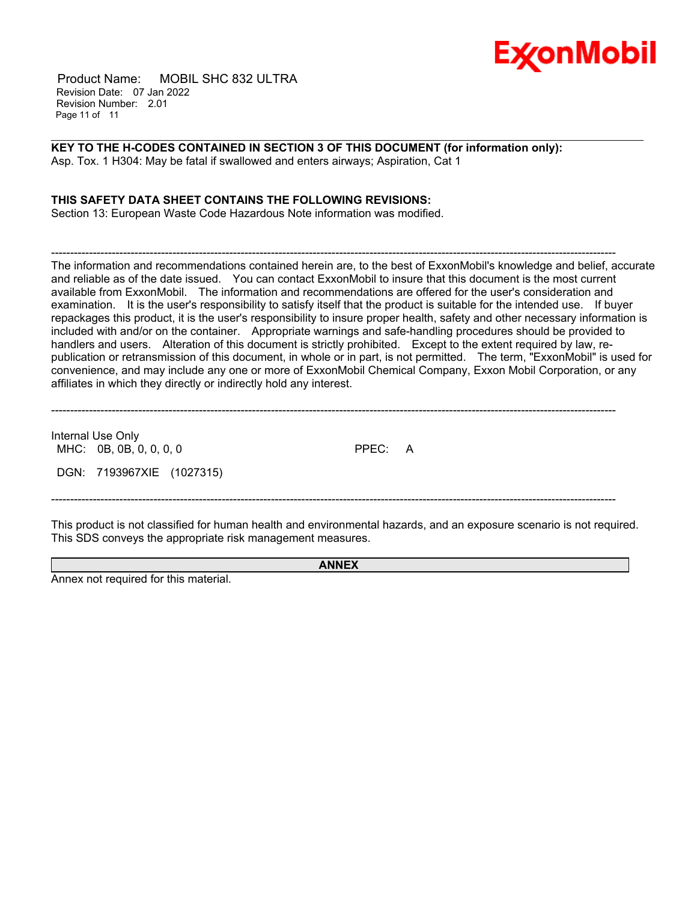**KEY TO THE H-CODES CONTAINED IN SECTION 3 OF THIS DOCUMENT (for information only):**
Asp. Tox. 1 H304: May be fatal if swallowed and enters airways; Aspiration, Cat 1

**THIS SAFETY DATA SHEET CONTAINS THE FOLLOWING REVISIONS:**
Section 13: European Waste Code Hazardous Note information was modified.

-----------------------------------------------------------------------------------------------------------------------------------------------

The information and recommendations contained herein are, to the best of ExxonMobil's knowledge and belief, accurate and reliable as of the date issued. You can contact ExxonMobil to insure that this document is the most current available from ExxonMobil. The information and recommendations are offered for the user's consideration and examination. It is the user's responsibility to satisfy itself that the product is suitable for the intended use. If buyer repackages this product, it is the user's responsibility to insure proper health, safety and other necessary information is included with and/or on the container. Appropriate warnings and safe-handling procedures should be provided to handlers and users. Alteration of this document is strictly prohibited. Except to the extent required by law, re-publication or retransmission of this document, in whole or in part, is not permitted. The term, "ExxonMobil" is used for convenience, and may include any one or more of ExxonMobil Chemical Company, Exxon Mobil Corporation, or any affiliates in which they directly or indirectly hold any interest.

-----------------------------------------------------------------------------------------------------------------------------------------------

Internal Use Only
MHC: 0B, 0B, 0, 0, 0, 0 PPEC: A

DGN: 7193967XIE (1027315)

-----------------------------------------------------------------------------------------------------------------------------------------------

This product is not classified for human health and environmental hazards, and an exposure scenario is not required. This SDS conveys the appropriate risk management measures.

**ANNEX**

Annex not required for this material.